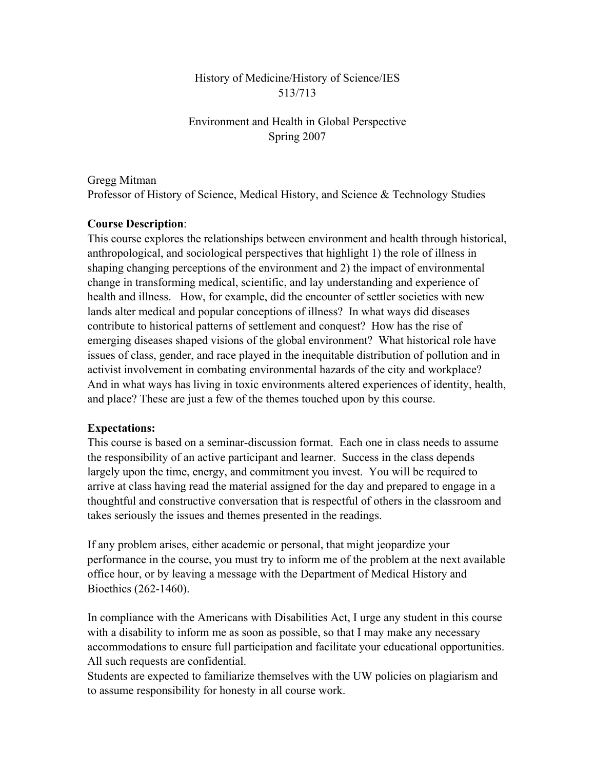# History of Medicine/History of Science/IES
# 513/713

## Environment and Health in Global Perspective
## Spring 2007

Gregg Mitman
Professor of History of Science, Medical History, and Science & Technology Studies

**Course Description**:
This course explores the relationships between environment and health through historical, anthropological, and sociological perspectives that highlight 1) the role of illness in shaping changing perceptions of the environment and 2) the impact of environmental change in transforming medical, scientific, and lay understanding and experience of health and illness. How, for example, did the encounter of settler societies with new lands alter medical and popular conceptions of illness? In what ways did diseases contribute to historical patterns of settlement and conquest? How has the rise of emerging diseases shaped visions of the global environment? What historical role have issues of class, gender, and race played in the inequitable distribution of pollution and in activist involvement in combating environmental hazards of the city and workplace? And in what ways has living in toxic environments altered experiences of identity, health, and place? These are just a few of the themes touched upon by this course.

**Expectations:**
This course is based on a seminar-discussion format. Each one in class needs to assume the responsibility of an active participant and learner. Success in the class depends largely upon the time, energy, and commitment you invest. You will be required to arrive at class having read the material assigned for the day and prepared to engage in a thoughtful and constructive conversation that is respectful of others in the classroom and takes seriously the issues and themes presented in the readings.

If any problem arises, either academic or personal, that might jeopardize your performance in the course, you must try to inform me of the problem at the next available office hour, or by leaving a message with the Department of Medical History and Bioethics (262-1460).

In compliance with the Americans with Disabilities Act, I urge any student in this course with a disability to inform me as soon as possible, so that I may make any necessary accommodations to ensure full participation and facilitate your educational opportunities. All such requests are confidential.
Students are expected to familiarize themselves with the UW policies on plagiarism and to assume responsibility for honesty in all course work.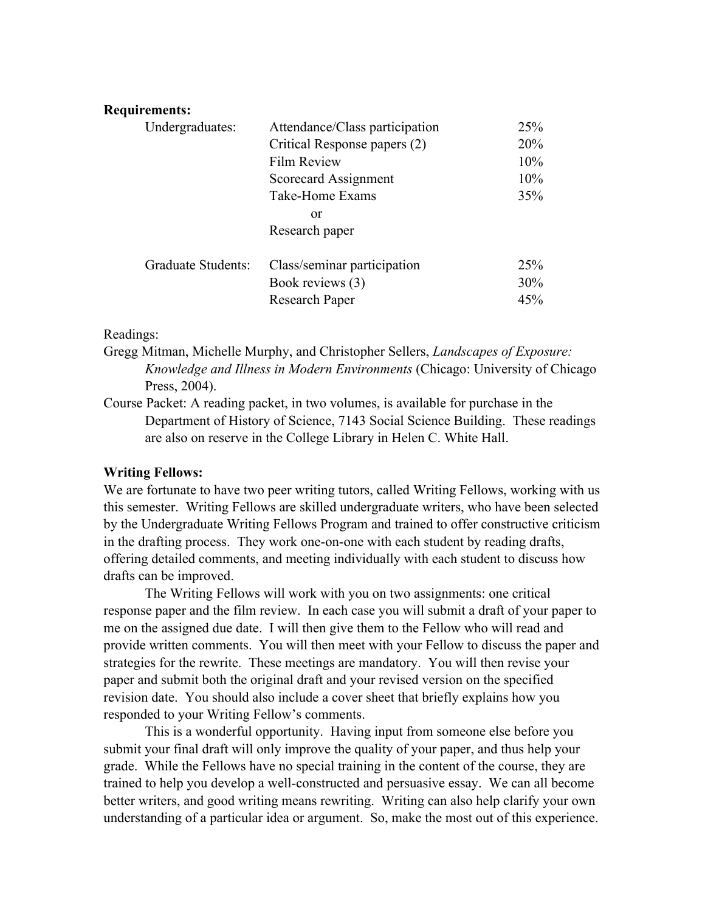**Requirements:**

| | | |
|---|---|---|
| Undergraduates: | Attendance/Class participation | 25% |
| | Critical Response papers (2) | 20% |
| | Film Review | 10% |
| | Scorecard Assignment | 10% |
| | Take-Home Exams<br>or<br>Research paper | 35% |
| Graduate Students: | Class/seminar participation | 25% |
| | Book reviews (3) | 30% |
| | Research Paper | 45% |

Readings:

Gregg Mitman, Michelle Murphy, and Christopher Sellers, *Landscapes of Exposure: Knowledge and Illness in Modern Environments* (Chicago: University of Chicago Press, 2004).

Course Packet: A reading packet, in two volumes, is available for purchase in the Department of History of Science, 7143 Social Science Building. These readings are also on reserve in the College Library in Helen C. White Hall.

**Writing Fellows:**

We are fortunate to have two peer writing tutors, called Writing Fellows, working with us this semester. Writing Fellows are skilled undergraduate writers, who have been selected by the Undergraduate Writing Fellows Program and trained to offer constructive criticism in the drafting process. They work one-on-one with each student by reading drafts, offering detailed comments, and meeting individually with each student to discuss how drafts can be improved.

The Writing Fellows will work with you on two assignments: one critical response paper and the film review. In each case you will submit a draft of your paper to me on the assigned due date. I will then give them to the Fellow who will read and provide written comments. You will then meet with your Fellow to discuss the paper and strategies for the rewrite. These meetings are mandatory. You will then revise your paper and submit both the original draft and your revised version on the specified revision date. You should also include a cover sheet that briefly explains how you responded to your Writing Fellow's comments.

This is a wonderful opportunity. Having input from someone else before you submit your final draft will only improve the quality of your paper, and thus help your grade. While the Fellows have no special training in the content of the course, they are trained to help you develop a well-constructed and persuasive essay. We can all become better writers, and good writing means rewriting. Writing can also help clarify your own understanding of a particular idea or argument. So, make the most out of this experience.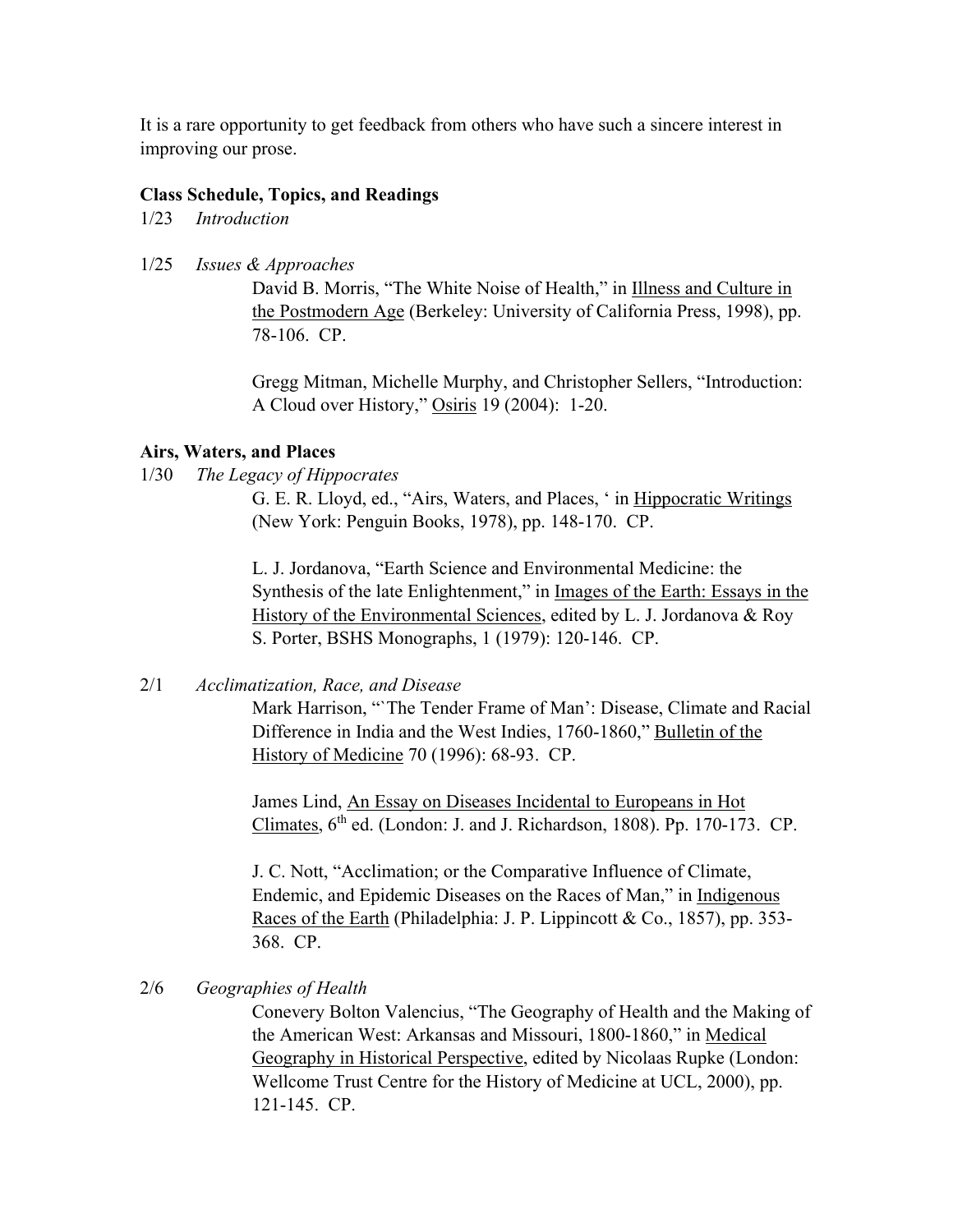It is a rare opportunity to get feedback from others who have such a sincere interest in improving our prose.

**Class Schedule, Topics, and Readings**

1/23 *Introduction*

1/25 *Issues & Approaches*

David B. Morris, "The White Noise of Health," in Illness and Culture in the Postmodern Age (Berkeley: University of California Press, 1998), pp. 78-106. CP.

Gregg Mitman, Michelle Murphy, and Christopher Sellers, "Introduction: A Cloud over History," Osiris 19 (2004): 1-20.

**Airs, Waters, and Places**

1/30 *The Legacy of Hippocrates*

G. E. R. Lloyd, ed., "Airs, Waters, and Places, ' in Hippocratic Writings (New York: Penguin Books, 1978), pp. 148-170. CP.

L. J. Jordanova, "Earth Science and Environmental Medicine: the Synthesis of the late Enlightenment," in Images of the Earth: Essays in the History of the Environmental Sciences, edited by L. J. Jordanova & Roy S. Porter, BSHS Monographs, 1 (1979): 120-146. CP.

2/1 *Acclimatization, Race, and Disease*

Mark Harrison, "`The Tender Frame of Man': Disease, Climate and Racial Difference in India and the West Indies, 1760-1860," Bulletin of the History of Medicine 70 (1996): 68-93. CP.

James Lind, An Essay on Diseases Incidental to Europeans in Hot Climates, 6th ed. (London: J. and J. Richardson, 1808). Pp. 170-173. CP.

J. C. Nott, "Acclimation; or the Comparative Influence of Climate, Endemic, and Epidemic Diseases on the Races of Man," in Indigenous Races of the Earth (Philadelphia: J. P. Lippincott & Co., 1857), pp. 353-368. CP.

2/6 *Geographies of Health*

Conevery Bolton Valencius, "The Geography of Health and the Making of the American West: Arkansas and Missouri, 1800-1860," in Medical Geography in Historical Perspective, edited by Nicolaas Rupke (London: Wellcome Trust Centre for the History of Medicine at UCL, 2000), pp. 121-145. CP.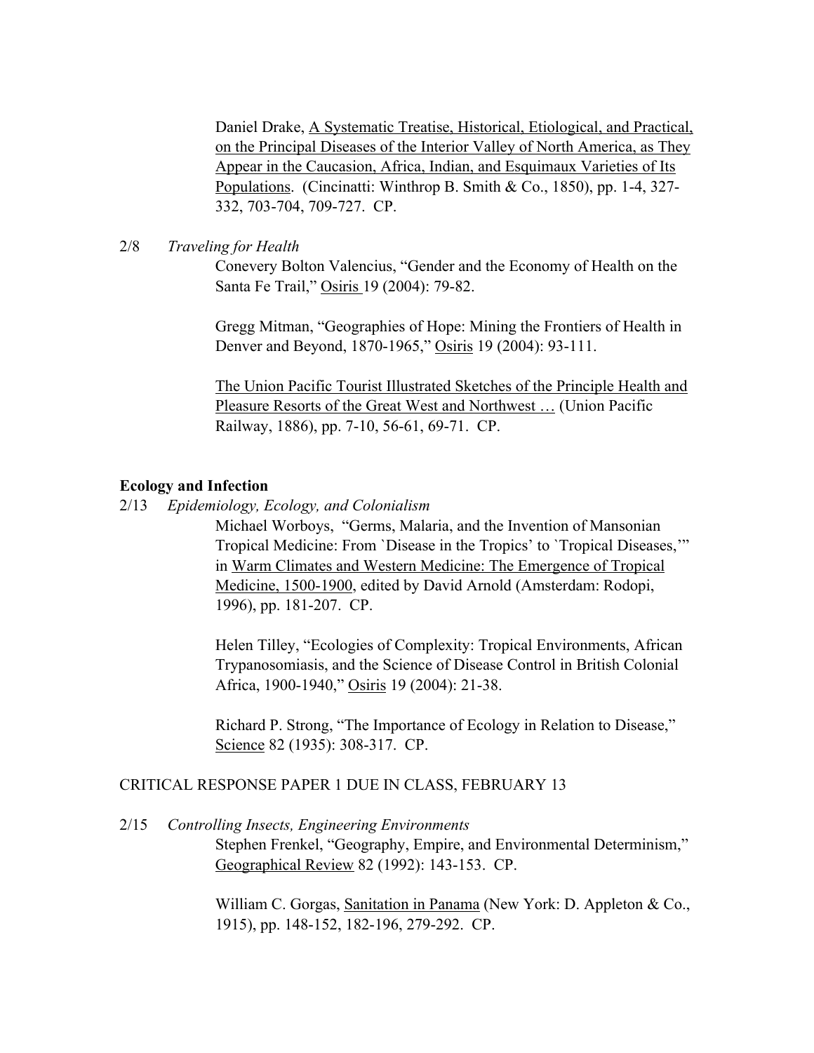Daniel Drake, A Systematic Treatise, Historical, Etiological, and Practical, on the Principal Diseases of the Interior Valley of North America, as They Appear in the Caucasion, Africa, Indian, and Esquimaux Varieties of Its Populations. (Cincinatti: Winthrop B. Smith & Co., 1850), pp. 1-4, 327-332, 703-704, 709-727. CP.

2/8 *Traveling for Health*

Conevery Bolton Valencius, "Gender and the Economy of Health on the Santa Fe Trail," Osiris 19 (2004): 79-82.

Gregg Mitman, "Geographies of Hope: Mining the Frontiers of Health in Denver and Beyond, 1870-1965," Osiris 19 (2004): 93-111.

The Union Pacific Tourist Illustrated Sketches of the Principle Health and Pleasure Resorts of the Great West and Northwest … (Union Pacific Railway, 1886), pp. 7-10, 56-61, 69-71. CP.

**Ecology and Infection**

2/13 *Epidemiology, Ecology, and Colonialism*

Michael Worboys, "Germs, Malaria, and the Invention of Mansonian Tropical Medicine: From `Disease in the Tropics' to `Tropical Diseases,'" in Warm Climates and Western Medicine: The Emergence of Tropical Medicine, 1500-1900, edited by David Arnold (Amsterdam: Rodopi, 1996), pp. 181-207. CP.

Helen Tilley, "Ecologies of Complexity: Tropical Environments, African Trypanosomiasis, and the Science of Disease Control in British Colonial Africa, 1900-1940," Osiris 19 (2004): 21-38.

Richard P. Strong, "The Importance of Ecology in Relation to Disease," Science 82 (1935): 308-317. CP.

CRITICAL RESPONSE PAPER 1 DUE IN CLASS, FEBRUARY 13

2/15 *Controlling Insects, Engineering Environments*

Stephen Frenkel, "Geography, Empire, and Environmental Determinism," Geographical Review 82 (1992): 143-153. CP.

William C. Gorgas, Sanitation in Panama (New York: D. Appleton & Co., 1915), pp. 148-152, 182-196, 279-292. CP.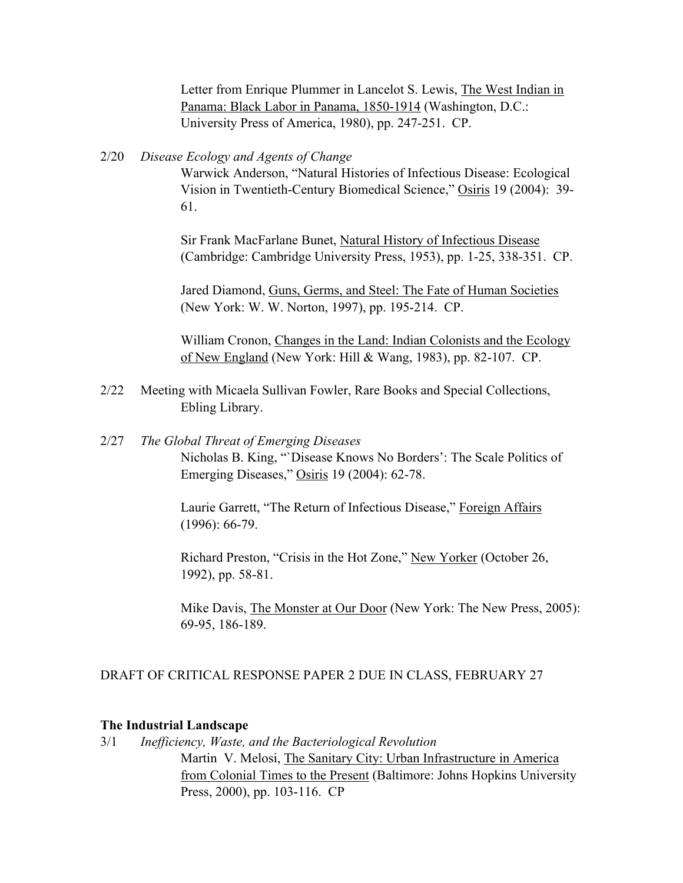Letter from Enrique Plummer in Lancelot S. Lewis, The West Indian in Panama: Black Labor in Panama, 1850-1914 (Washington, D.C.: University Press of America, 1980), pp. 247-251. CP.

2/20 *Disease Ecology and Agents of Change*

Warwick Anderson, "Natural Histories of Infectious Disease: Ecological Vision in Twentieth-Century Biomedical Science," Osiris 19 (2004): 39-61.

Sir Frank MacFarlane Bunet, Natural History of Infectious Disease (Cambridge: Cambridge University Press, 1953), pp. 1-25, 338-351. CP.

Jared Diamond, Guns, Germs, and Steel: The Fate of Human Societies (New York: W. W. Norton, 1997), pp. 195-214. CP.

William Cronon, Changes in the Land: Indian Colonists and the Ecology of New England (New York: Hill & Wang, 1983), pp. 82-107. CP.

2/22 Meeting with Micaela Sullivan Fowler, Rare Books and Special Collections, Ebling Library.

2/27 *The Global Threat of Emerging Diseases*

Nicholas B. King, "'Disease Knows No Borders': The Scale Politics of Emerging Diseases," Osiris 19 (2004): 62-78.

Laurie Garrett, "The Return of Infectious Disease," Foreign Affairs (1996): 66-79.

Richard Preston, "Crisis in the Hot Zone," New Yorker (October 26, 1992), pp. 58-81.

Mike Davis, The Monster at Our Door (New York: The New Press, 2005): 69-95, 186-189.

DRAFT OF CRITICAL RESPONSE PAPER 2 DUE IN CLASS, FEBRUARY 27

**The Industrial Landscape**

3/1 *Inefficiency, Waste, and the Bacteriological Revolution*

Martin V. Melosi, The Sanitary City: Urban Infrastructure in America from Colonial Times to the Present (Baltimore: Johns Hopkins University Press, 2000), pp. 103-116. CP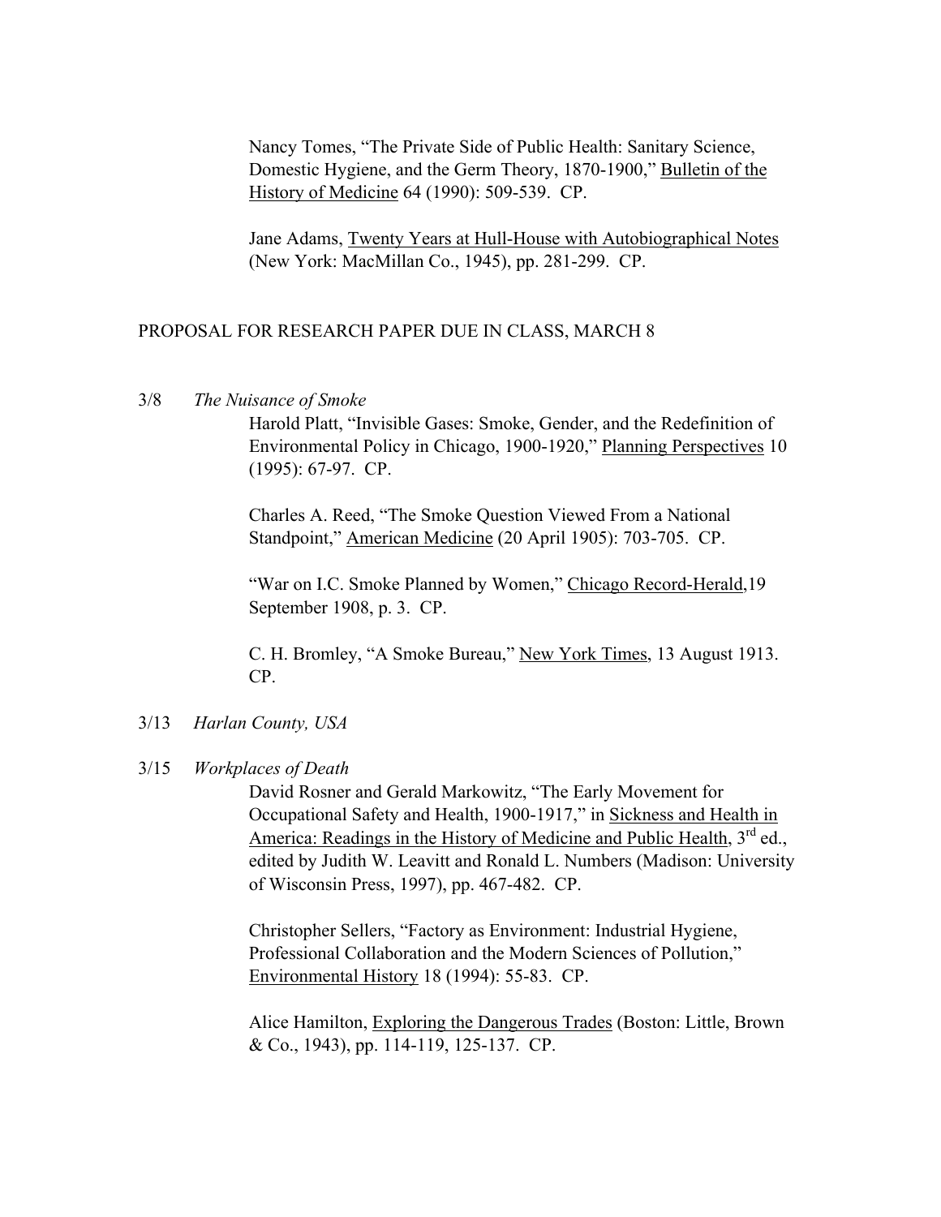Nancy Tomes, "The Private Side of Public Health: Sanitary Science, Domestic Hygiene, and the Germ Theory, 1870-1900," Bulletin of the History of Medicine 64 (1990): 509-539. CP.

Jane Adams, Twenty Years at Hull-House with Autobiographical Notes (New York: MacMillan Co., 1945), pp. 281-299. CP.

PROPOSAL FOR RESEARCH PAPER DUE IN CLASS, MARCH 8

3/8 *The Nuisance of Smoke*

Harold Platt, "Invisible Gases: Smoke, Gender, and the Redefinition of Environmental Policy in Chicago, 1900-1920," Planning Perspectives 10 (1995): 67-97. CP.

Charles A. Reed, "The Smoke Question Viewed From a National Standpoint," American Medicine (20 April 1905): 703-705. CP.

"War on I.C. Smoke Planned by Women," Chicago Record-Herald,19 September 1908, p. 3. CP.

C. H. Bromley, "A Smoke Bureau," New York Times, 13 August 1913. CP.

3/13 *Harlan County, USA*

3/15 *Workplaces of Death*

David Rosner and Gerald Markowitz, "The Early Movement for Occupational Safety and Health, 1900-1917," in Sickness and Health in America: Readings in the History of Medicine and Public Health, 3rd ed., edited by Judith W. Leavitt and Ronald L. Numbers (Madison: University of Wisconsin Press, 1997), pp. 467-482. CP.

Christopher Sellers, "Factory as Environment: Industrial Hygiene, Professional Collaboration and the Modern Sciences of Pollution," Environmental History 18 (1994): 55-83. CP.

Alice Hamilton, Exploring the Dangerous Trades (Boston: Little, Brown & Co., 1943), pp. 114-119, 125-137. CP.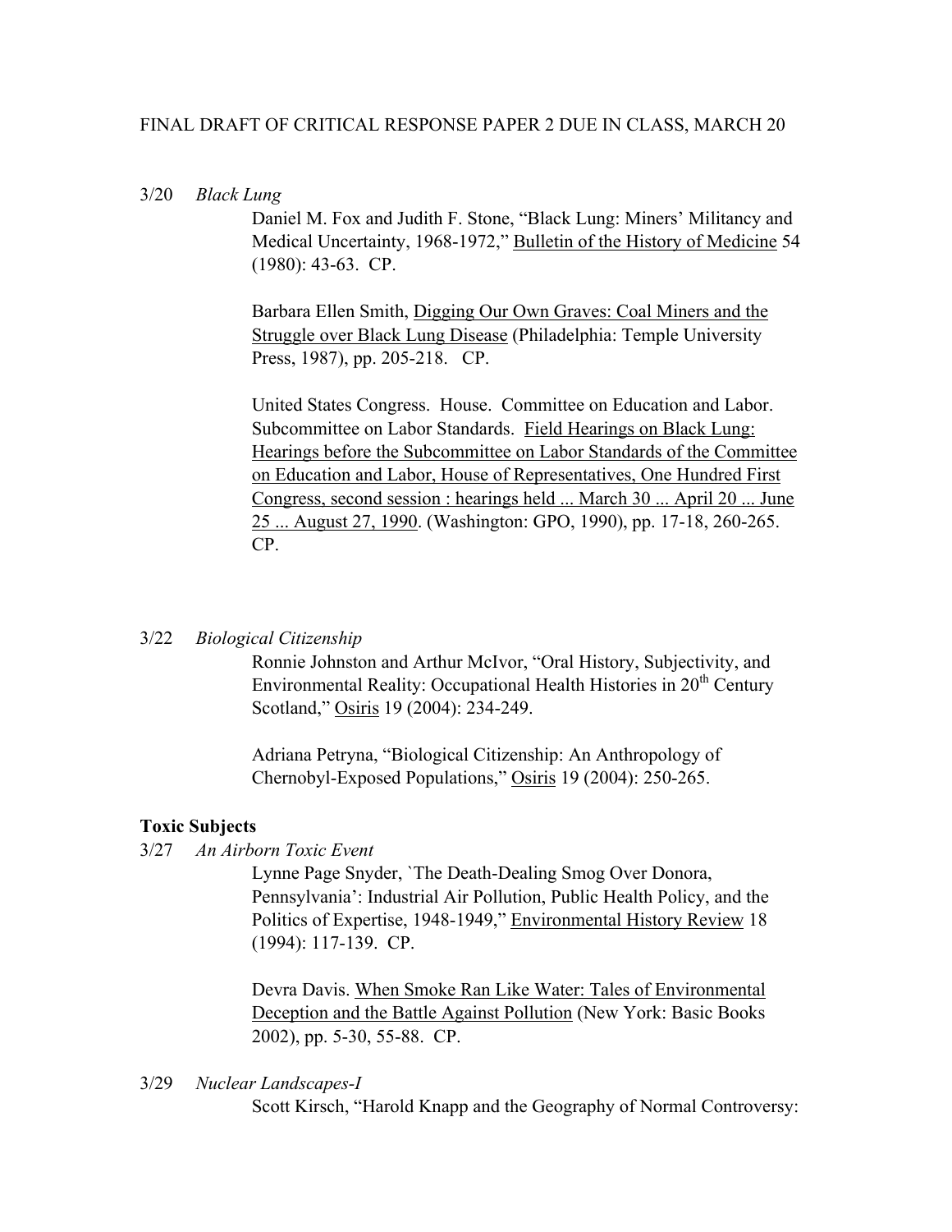FINAL DRAFT OF CRITICAL RESPONSE PAPER 2 DUE IN CLASS, MARCH 20

3/20 *Black Lung*

Daniel M. Fox and Judith F. Stone, "Black Lung: Miners' Militancy and Medical Uncertainty, 1968-1972," Bulletin of the History of Medicine 54 (1980): 43-63. CP.

Barbara Ellen Smith, Digging Our Own Graves: Coal Miners and the Struggle over Black Lung Disease (Philadelphia: Temple University Press, 1987), pp. 205-218. CP.

United States Congress. House. Committee on Education and Labor. Subcommittee on Labor Standards. Field Hearings on Black Lung: Hearings before the Subcommittee on Labor Standards of the Committee on Education and Labor, House of Representatives, One Hundred First Congress, second session : hearings held ... March 30 ... April 20 ... June 25 ... August 27, 1990. (Washington: GPO, 1990), pp. 17-18, 260-265. CP.

3/22 *Biological Citizenship*

Ronnie Johnston and Arthur McIvor, "Oral History, Subjectivity, and Environmental Reality: Occupational Health Histories in 20th Century Scotland," Osiris 19 (2004): 234-249.

Adriana Petryna, "Biological Citizenship: An Anthropology of Chernobyl-Exposed Populations," Osiris 19 (2004): 250-265.

**Toxic Subjects**

3/27 *An Airborn Toxic Event*

Lynne Page Snyder, `The Death-Dealing Smog Over Donora, Pennsylvania': Industrial Air Pollution, Public Health Policy, and the Politics of Expertise, 1948-1949," Environmental History Review 18 (1994): 117-139. CP.

Devra Davis. When Smoke Ran Like Water: Tales of Environmental Deception and the Battle Against Pollution (New York: Basic Books 2002), pp. 5-30, 55-88. CP.

3/29 *Nuclear Landscapes-I*

Scott Kirsch, "Harold Knapp and the Geography of Normal Controversy: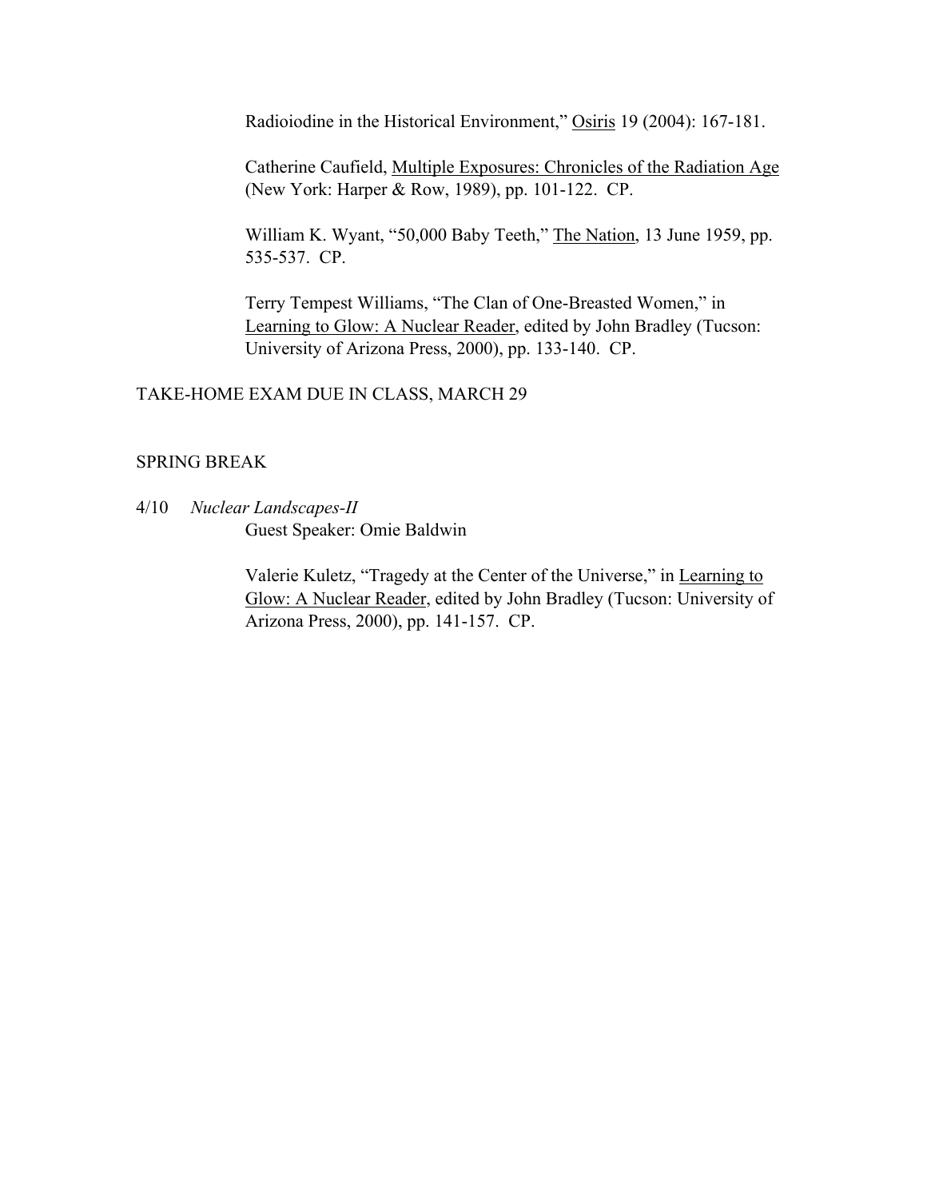Radioiodine in the Historical Environment," Osiris 19 (2004): 167-181.

Catherine Caufield, Multiple Exposures: Chronicles of the Radiation Age (New York: Harper & Row, 1989), pp. 101-122. CP.

William K. Wyant, "50,000 Baby Teeth," The Nation, 13 June 1959, pp. 535-537. CP.

Terry Tempest Williams, "The Clan of One-Breasted Women," in Learning to Glow: A Nuclear Reader, edited by John Bradley (Tucson: University of Arizona Press, 2000), pp. 133-140. CP.

TAKE-HOME EXAM DUE IN CLASS, MARCH 29

SPRING BREAK

4/10 *Nuclear Landscapes-II*
Guest Speaker: Omie Baldwin

Valerie Kuletz, "Tragedy at the Center of the Universe," in Learning to Glow: A Nuclear Reader, edited by John Bradley (Tucson: University of Arizona Press, 2000), pp. 141-157. CP.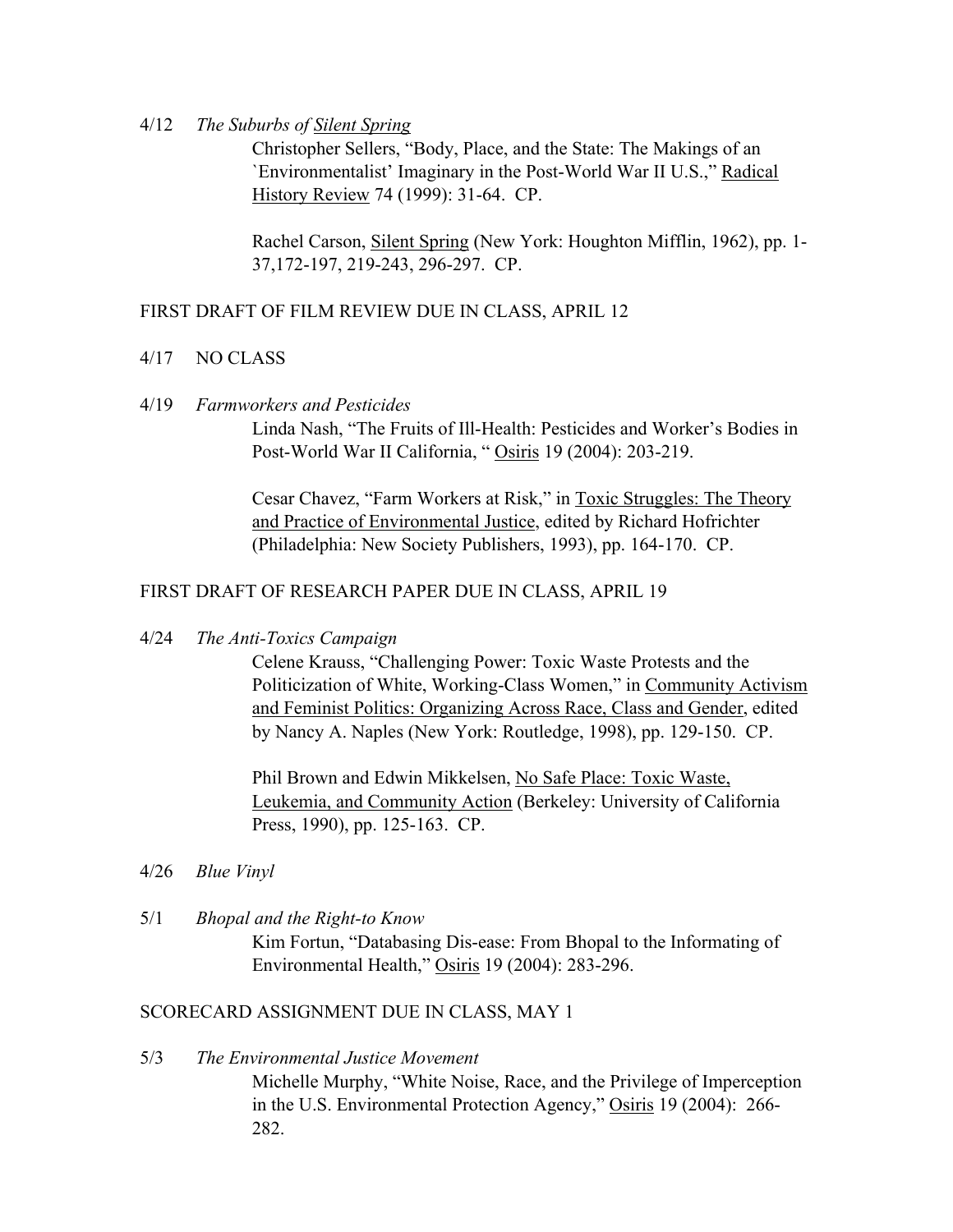4/12 *The Suburbs of Silent Spring*

Christopher Sellers, "Body, Place, and the State: The Makings of an `Environmentalist' Imaginary in the Post-World War II U.S.," Radical History Review 74 (1999): 31-64. CP.

Rachel Carson, Silent Spring (New York: Houghton Mifflin, 1962), pp. 1-37,172-197, 219-243, 296-297. CP.

FIRST DRAFT OF FILM REVIEW DUE IN CLASS, APRIL 12

4/17 NO CLASS

4/19 *Farmworkers and Pesticides*

Linda Nash, "The Fruits of Ill-Health: Pesticides and Worker's Bodies in Post-World War II California, " Osiris 19 (2004): 203-219.

Cesar Chavez, "Farm Workers at Risk," in Toxic Struggles: The Theory and Practice of Environmental Justice, edited by Richard Hofrichter (Philadelphia: New Society Publishers, 1993), pp. 164-170. CP.

FIRST DRAFT OF RESEARCH PAPER DUE IN CLASS, APRIL 19

4/24 *The Anti-Toxics Campaign*

Celene Krauss, "Challenging Power: Toxic Waste Protests and the Politicization of White, Working-Class Women," in Community Activism and Feminist Politics: Organizing Across Race, Class and Gender, edited by Nancy A. Naples (New York: Routledge, 1998), pp. 129-150. CP.

Phil Brown and Edwin Mikkelsen, No Safe Place: Toxic Waste, Leukemia, and Community Action (Berkeley: University of California Press, 1990), pp. 125-163. CP.

4/26 *Blue Vinyl*

5/1 *Bhopal and the Right-to Know*

Kim Fortun, "Databasing Dis-ease: From Bhopal to the Informating of Environmental Health," Osiris 19 (2004): 283-296.

SCORECARD ASSIGNMENT DUE IN CLASS, MAY 1

5/3 *The Environmental Justice Movement*

Michelle Murphy, "White Noise, Race, and the Privilege of Imperception in the U.S. Environmental Protection Agency," Osiris 19 (2004): 266-282.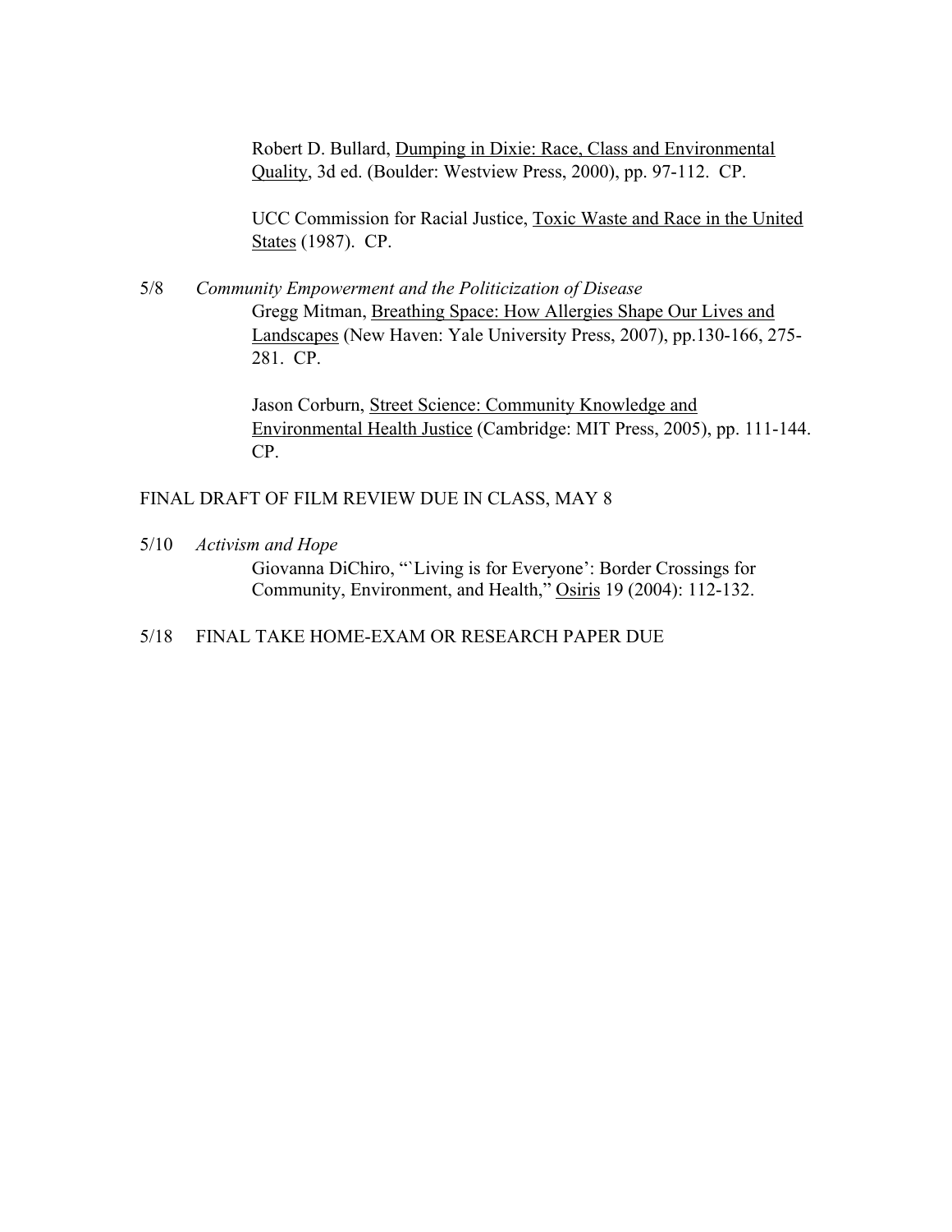Robert D. Bullard, Dumping in Dixie: Race, Class and Environmental Quality, 3d ed. (Boulder: Westview Press, 2000), pp. 97-112. CP.

UCC Commission for Racial Justice, Toxic Waste and Race in the United States (1987). CP.

5/8 *Community Empowerment and the Politicization of Disease*

Gregg Mitman, Breathing Space: How Allergies Shape Our Lives and Landscapes (New Haven: Yale University Press, 2007), pp.130-166, 275-281. CP.

Jason Corburn, Street Science: Community Knowledge and Environmental Health Justice (Cambridge: MIT Press, 2005), pp. 111-144. CP.

FINAL DRAFT OF FILM REVIEW DUE IN CLASS, MAY 8

5/10 *Activism and Hope*

Giovanna DiChiro, "`Living is for Everyone': Border Crossings for Community, Environment, and Health," Osiris 19 (2004): 112-132.

5/18 FINAL TAKE HOME-EXAM OR RESEARCH PAPER DUE